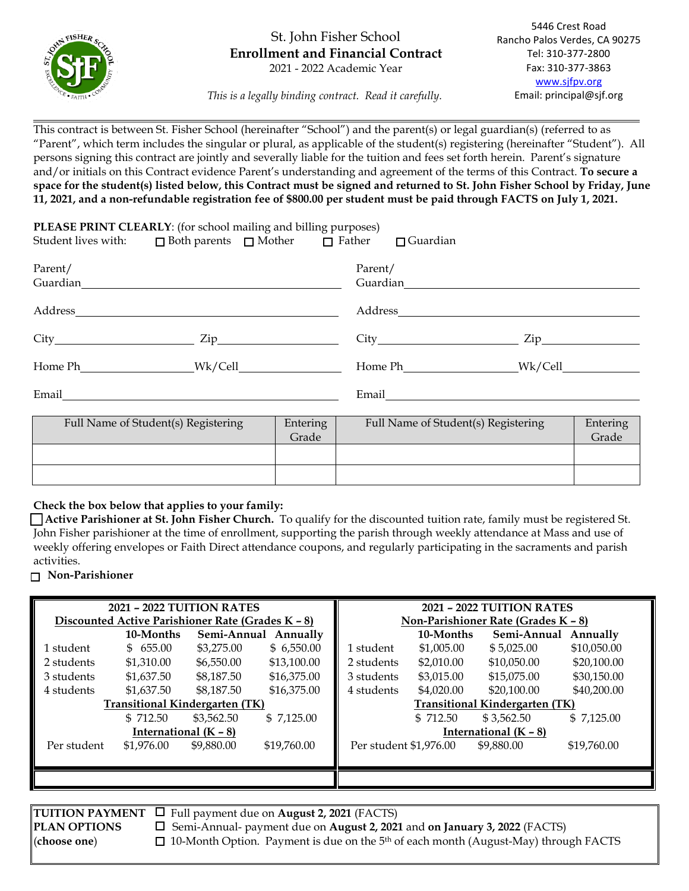# St. John Fisher School
## Enrollment and Financial Contract
2021 - 2022 Academic Year

*This is a legally binding contract. Read it carefully.*

5446 Crest Road
Rancho Palos Verdes, CA 90275
Tel: 310-377-2800
Fax: 310-377-3863
www.sjfpv.org
Email: principal@sjf.org

This contract is between St. Fisher School (hereinafter "School") and the parent(s) or legal guardian(s) (referred to as "Parent", which term includes the singular or plural, as applicable of the student(s) registering (hereinafter "Student"). All persons signing this contract are jointly and severally liable for the tuition and fees set forth herein. Parent's signature and/or initials on this Contract evidence Parent's understanding and agreement of the terms of this Contract. **To secure a space for the student(s) listed below, this Contract must be signed and returned to St. John Fisher School by Friday, June 11, 2021, and a non-refundable registration fee of $800.00 per student must be paid through FACTS on July 1, 2021.**

**PLEASE PRINT CLEARLY**: (for school mailing and billing purposes)

Student lives with: ☐ Both parents ☐ Mother ☐ Father ☐ Guardian

Parent/Guardian ______________________ Parent/Guardian ______________________

Address ______________________ Address ______________________

City ____________ Zip ____________ City ____________ Zip ____________

Home Ph ____________ Wk/Cell ____________ Home Ph ____________ Wk/Cell ____________

Email ______________________ Email ______________________

| Full Name of Student(s) Registering | Entering Grade | Full Name of Student(s) Registering | Entering Grade |
|---|---|---|---|
| | | | |
| | | | |

**Check the box below that applies to your family:**

☐ **Active Parishioner at St. John Fisher Church.** To qualify for the discounted tuition rate, family must be registered St. John Fisher parishioner at the time of enrollment, supporting the parish through weekly attendance at Mass and use of weekly offering envelopes or Faith Direct attendance coupons, and regularly participating in the sacraments and parish activities.

☐ **Non-Parishioner**

**2021 – 2022 TUITION RATES**
**Discounted Active Parishioner Rate (Grades K – 8)**

| | 10-Months | Semi-Annual | Annually |
|---|---|---|---|
| 1 student | $ 655.00 | $3,275.00 | $ 6,550.00 |
| 2 students | $1,310.00 | $6,550.00 | $13,100.00 |
| 3 students | $1,637.50 | $8,187.50 | $16,375.00 |
| 4 students | $1,637.50 | $8,187.50 | $16,375.00 |
| **Transitional Kindergarten (TK)** | | | |
| | $ 712.50 | $3,562.50 | $ 7,125.00 |
| **International (K – 8)** | | | |
| Per student | $1,976.00 | $9,880.00 | $19,760.00 |

**2021 – 2022 TUITION RATES**
**Non-Parishioner Rate (Grades K – 8)**

| | 10-Months | Semi-Annual | Annually |
|---|---|---|---|
| 1 student | $1,005.00 | $ 5,025.00 | $10,050.00 |
| 2 students | $2,010.00 | $10,050.00 | $20,100.00 |
| 3 students | $3,015.00 | $15,075.00 | $30,150.00 |
| 4 students | $4,020.00 | $20,100.00 | $40,200.00 |
| **Transitional Kindergarten (TK)** | | | |
| | $ 712.50 | $ 3,562.50 | $ 7,125.00 |
| **International (K – 8)** | | | |
| Per student | $1,976.00 | $9,880.00 | $19,760.00 |

**TUITION PAYMENT PLAN OPTIONS** (**choose one**)

☐ Full payment due on **August 2, 2021** (FACTS)

☐ Semi-Annual- payment due on **August 2, 2021** and **on January 3, 2022** (FACTS)

☐ 10-Month Option. Payment is due on the 5th of each month (August-May) through FACTS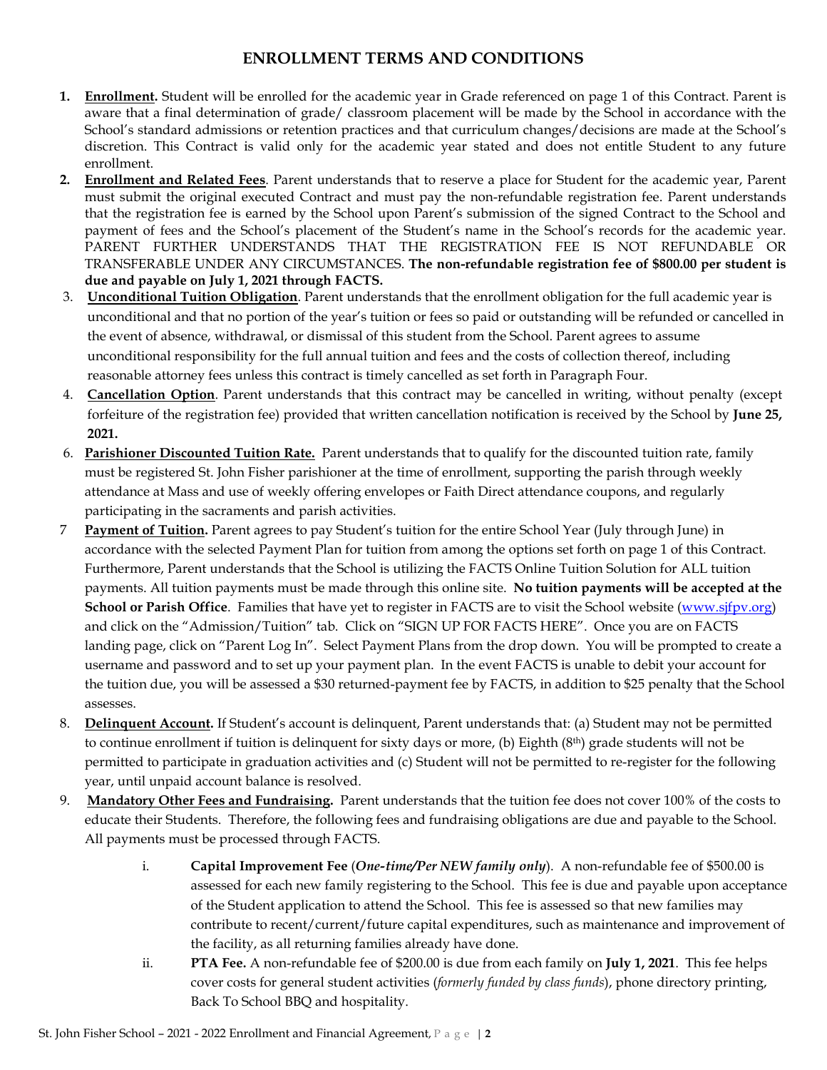## ENROLLMENT TERMS AND CONDITIONS

1. **Enrollment.** Student will be enrolled for the academic year in Grade referenced on page 1 of this Contract. Parent is aware that a final determination of grade/ classroom placement will be made by the School in accordance with the School's standard admissions or retention practices and that curriculum changes/decisions are made at the School's discretion. This Contract is valid only for the academic year stated and does not entitle Student to any future enrollment.
2. **Enrollment and Related Fees**. Parent understands that to reserve a place for Student for the academic year, Parent must submit the original executed Contract and must pay the non-refundable registration fee. Parent understands that the registration fee is earned by the School upon Parent's submission of the signed Contract to the School and payment of fees and the School's placement of the Student's name in the School's records for the academic year. PARENT FURTHER UNDERSTANDS THAT THE REGISTRATION FEE IS NOT REFUNDABLE OR TRANSFERABLE UNDER ANY CIRCUMSTANCES. **The non-refundable registration fee of $800.00 per student is due and payable on July 1, 2021 through FACTS.**
3. **Unconditional Tuition Obligation**. Parent understands that the enrollment obligation for the full academic year is unconditional and that no portion of the year's tuition or fees so paid or outstanding will be refunded or cancelled in the event of absence, withdrawal, or dismissal of this student from the School. Parent agrees to assume unconditional responsibility for the full annual tuition and fees and the costs of collection thereof, including reasonable attorney fees unless this contract is timely cancelled as set forth in Paragraph Four.
4. **Cancellation Option**. Parent understands that this contract may be cancelled in writing, without penalty (except forfeiture of the registration fee) provided that written cancellation notification is received by the School by **June 25, 2021.**

6. **Parishioner Discounted Tuition Rate.** Parent understands that to qualify for the discounted tuition rate, family must be registered St. John Fisher parishioner at the time of enrollment, supporting the parish through weekly attendance at Mass and use of weekly offering envelopes or Faith Direct attendance coupons, and regularly participating in the sacraments and parish activities.
7. **Payment of Tuition.** Parent agrees to pay Student's tuition for the entire School Year (July through June) in accordance with the selected Payment Plan for tuition from among the options set forth on page 1 of this Contract. Furthermore, Parent understands that the School is utilizing the FACTS Online Tuition Solution for ALL tuition payments. All tuition payments must be made through this online site. **No tuition payments will be accepted at the School or Parish Office**. Families that have yet to register in FACTS are to visit the School website (www.sjfpv.org) and click on the "Admission/Tuition" tab. Click on "SIGN UP FOR FACTS HERE". Once you are on FACTS landing page, click on "Parent Log In". Select Payment Plans from the drop down. You will be prompted to create a username and password and to set up your payment plan. In the event FACTS is unable to debit your account for the tuition due, you will be assessed a $30 returned-payment fee by FACTS, in addition to $25 penalty that the School assesses.
8. **Delinquent Account.** If Student's account is delinquent, Parent understands that: (a) Student may not be permitted to continue enrollment if tuition is delinquent for sixty days or more, (b) Eighth (8th) grade students will not be permitted to participate in graduation activities and (c) Student will not be permitted to re-register for the following year, until unpaid account balance is resolved.
9. **Mandatory Other Fees and Fundraising.** Parent understands that the tuition fee does not cover 100% of the costs to educate their Students. Therefore, the following fees and fundraising obligations are due and payable to the School. All payments must be processed through FACTS.
   i. **Capital Improvement Fee** (***One-time/Per NEW family only***). A non-refundable fee of $500.00 is assessed for each new family registering to the School. This fee is due and payable upon acceptance of the Student application to attend the School. This fee is assessed so that new families may contribute to recent/current/future capital expenditures, such as maintenance and improvement of the facility, as all returning families already have done.
   ii. **PTA Fee.** A non-refundable fee of $200.00 is due from each family on **July 1, 2021**. This fee helps cover costs for general student activities (*formerly funded by class funds*), phone directory printing, Back To School BBQ and hospitality.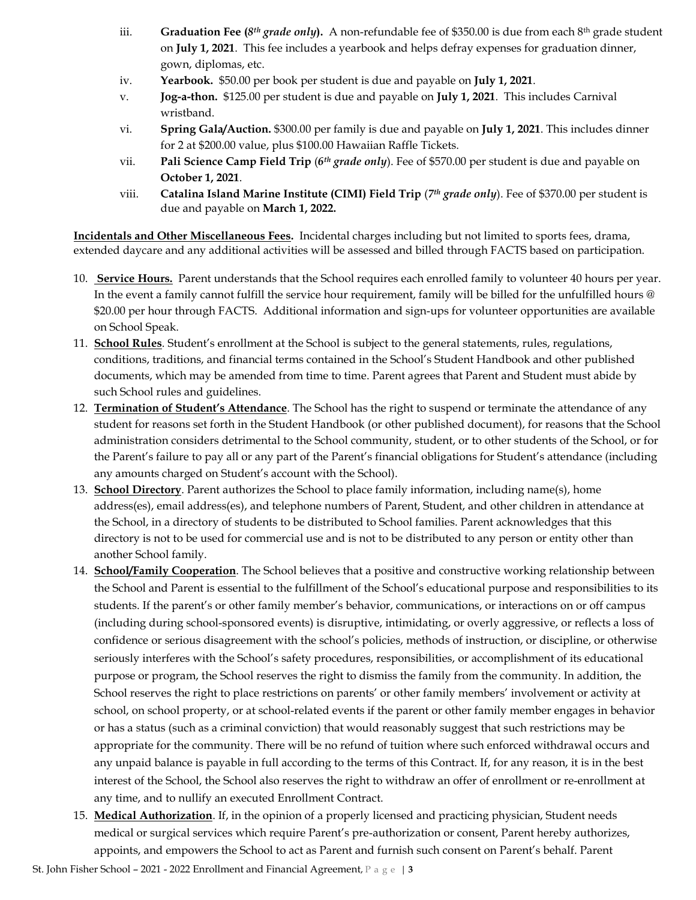iii. **Graduation Fee (*8th grade only*).** A non-refundable fee of $350.00 is due from each 8th grade student on **July 1, 2021**. This fee includes a yearbook and helps defray expenses for graduation dinner, gown, diplomas, etc.

iv. **Yearbook.** $50.00 per book per student is due and payable on **July 1, 2021**.

v. **Jog-a-thon.** $125.00 per student is due and payable on **July 1, 2021**. This includes Carnival wristband.

vi. **Spring Gala/Auction.** $300.00 per family is due and payable on **July 1, 2021**. This includes dinner for 2 at $200.00 value, plus $100.00 Hawaiian Raffle Tickets.

vii. **Pali Science Camp Field Trip** (*6th grade only*). Fee of $570.00 per student is due and payable on **October 1, 2021**.

viii. **Catalina Island Marine Institute (CIMI) Field Trip** (*7th grade only*). Fee of $370.00 per student is due and payable on **March 1, 2022.**

**Incidentals and Other Miscellaneous Fees.** Incidental charges including but not limited to sports fees, drama, extended daycare and any additional activities will be assessed and billed through FACTS based on participation.

10. **Service Hours.** Parent understands that the School requires each enrolled family to volunteer 40 hours per year. In the event a family cannot fulfill the service hour requirement, family will be billed for the unfulfilled hours @ $20.00 per hour through FACTS. Additional information and sign-ups for volunteer opportunities are available on School Speak.
11. **School Rules**. Student's enrollment at the School is subject to the general statements, rules, regulations, conditions, traditions, and financial terms contained in the School's Student Handbook and other published documents, which may be amended from time to time. Parent agrees that Parent and Student must abide by such School rules and guidelines.
12. **Termination of Student's Attendance**. The School has the right to suspend or terminate the attendance of any student for reasons set forth in the Student Handbook (or other published document), for reasons that the School administration considers detrimental to the School community, student, or to other students of the School, or for the Parent's failure to pay all or any part of the Parent's financial obligations for Student's attendance (including any amounts charged on Student's account with the School).
13. **School Directory**. Parent authorizes the School to place family information, including name(s), home address(es), email address(es), and telephone numbers of Parent, Student, and other children in attendance at the School, in a directory of students to be distributed to School families. Parent acknowledges that this directory is not to be used for commercial use and is not to be distributed to any person or entity other than another School family.
14. **School/Family Cooperation**. The School believes that a positive and constructive working relationship between the School and Parent is essential to the fulfillment of the School's educational purpose and responsibilities to its students. If the parent's or other family member's behavior, communications, or interactions on or off campus (including during school-sponsored events) is disruptive, intimidating, or overly aggressive, or reflects a loss of confidence or serious disagreement with the school's policies, methods of instruction, or discipline, or otherwise seriously interferes with the School's safety procedures, responsibilities, or accomplishment of its educational purpose or program, the School reserves the right to dismiss the family from the community. In addition, the School reserves the right to place restrictions on parents' or other family members' involvement or activity at school, on school property, or at school-related events if the parent or other family member engages in behavior or has a status (such as a criminal conviction) that would reasonably suggest that such restrictions may be appropriate for the community. There will be no refund of tuition where such enforced withdrawal occurs and any unpaid balance is payable in full according to the terms of this Contract. If, for any reason, it is in the best interest of the School, the School also reserves the right to withdraw an offer of enrollment or re-enrollment at any time, and to nullify an executed Enrollment Contract.
15. **Medical Authorization**. If, in the opinion of a properly licensed and practicing physician, Student needs medical or surgical services which require Parent's pre-authorization or consent, Parent hereby authorizes, appoints, and empowers the School to act as Parent and furnish such consent on Parent's behalf. Parent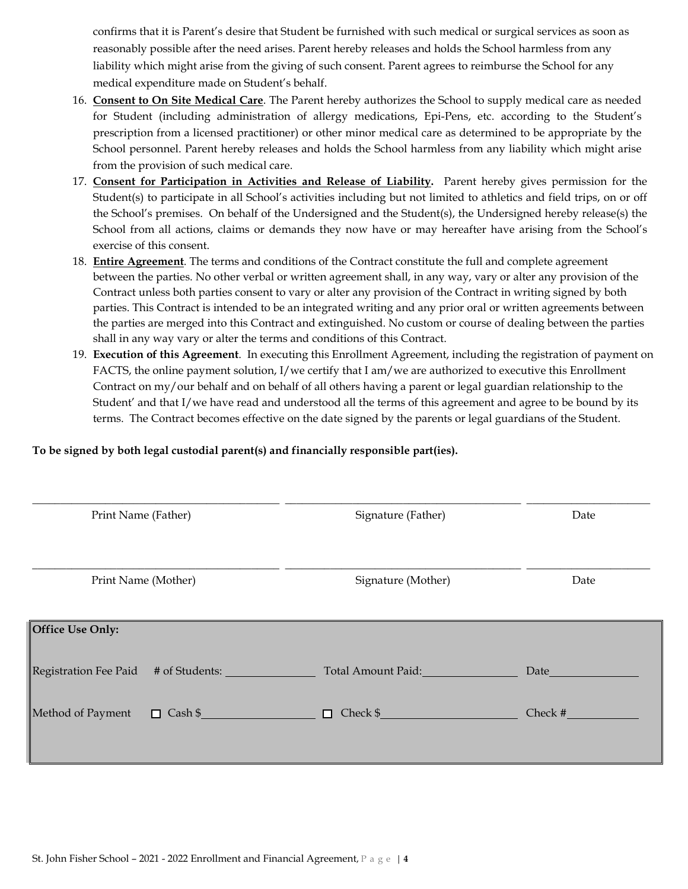confirms that it is Parent's desire that Student be furnished with such medical or surgical services as soon as reasonably possible after the need arises. Parent hereby releases and holds the School harmless from any liability which might arise from the giving of such consent. Parent agrees to reimburse the School for any medical expenditure made on Student's behalf.

16. **Consent to On Site Medical Care**. The Parent hereby authorizes the School to supply medical care as needed for Student (including administration of allergy medications, Epi-Pens, etc. according to the Student's prescription from a licensed practitioner) or other minor medical care as determined to be appropriate by the School personnel. Parent hereby releases and holds the School harmless from any liability which might arise from the provision of such medical care.
17. **Consent for Participation in Activities and Release of Liability.** Parent hereby gives permission for the Student(s) to participate in all School's activities including but not limited to athletics and field trips, on or off the School's premises. On behalf of the Undersigned and the Student(s), the Undersigned hereby release(s) the School from all actions, claims or demands they now have or may hereafter have arising from the School's exercise of this consent.
18. **Entire Agreement**. The terms and conditions of the Contract constitute the full and complete agreement between the parties. No other verbal or written agreement shall, in any way, vary or alter any provision of the Contract unless both parties consent to vary or alter any provision of the Contract in writing signed by both parties. This Contract is intended to be an integrated writing and any prior oral or written agreements between the parties are merged into this Contract and extinguished. No custom or course of dealing between the parties shall in any way vary or alter the terms and conditions of this Contract.
19. **Execution of this Agreement**. In executing this Enrollment Agreement, including the registration of payment on FACTS, the online payment solution, I/we certify that I am/we are authorized to executive this Enrollment Contract on my/our behalf and on behalf of all others having a parent or legal guardian relationship to the Student' and that I/we have read and understood all the terms of this agreement and agree to be bound by its terms. The Contract becomes effective on the date signed by the parents or legal guardians of the Student.

**To be signed by both legal custodial parent(s) and financially responsible part(ies).**

| | | |
|---|---|---|
| ______________________ | ______________________ | __________ |
| Print Name (Father) | Signature (Father) | Date |
| ______________________ | ______________________ | __________ |
| Print Name (Mother) | Signature (Mother) | Date |

**Office Use Only:**

Registration Fee Paid # of Students: __________ Total Amount Paid: __________ Date__________

Method of Payment ☐ Cash $__________ ☐ Check $__________ Check #__________